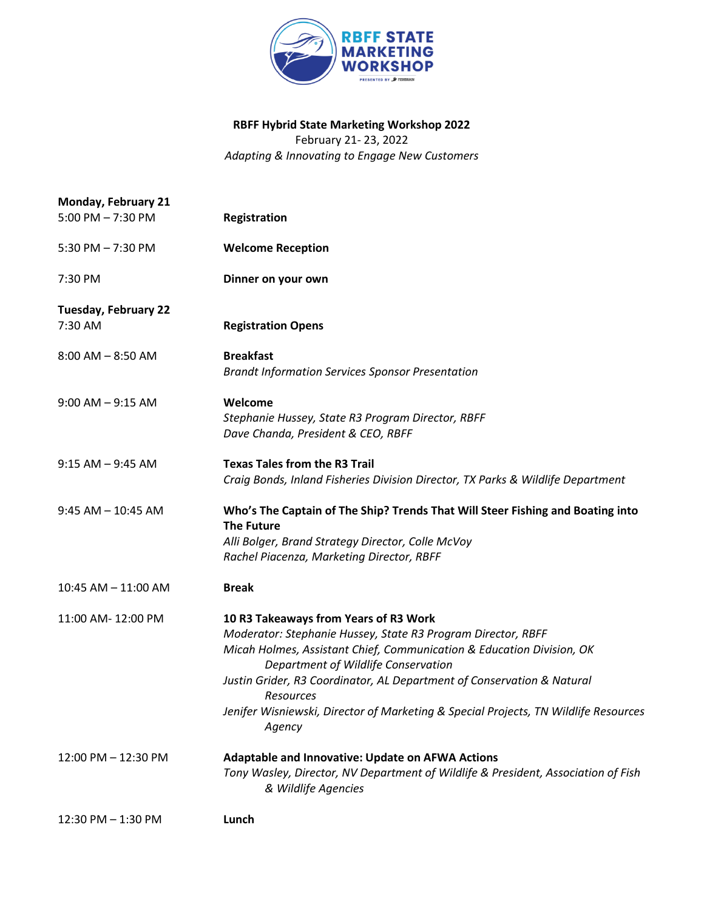**RBFF STATE MARKETING WORKSHOP**

PRESENTED BY FISHBRAIN

# RBFF Hybrid State Marketing Workshop 2022

February 21- 23, 2022

*Adapting & Innovating to Engage New Customers*

## Monday, February 21

| | |
|---|---|
| 5:00 PM – 7:30 PM | **Registration** |
| 5:30 PM – 7:30 PM | **Welcome Reception** |
| 7:30 PM | **Dinner on your own** |

## Tuesday, February 22

| | |
|---|---|
| 7:30 AM | **Registration Opens** |
| 8:00 AM – 8:50 AM | **Breakfast**<br>*Brandt Information Services Sponsor Presentation* |
| 9:00 AM – 9:15 AM | **Welcome**<br>*Stephanie Hussey, State R3 Program Director, RBFF*<br>*Dave Chanda, President & CEO, RBFF* |
| 9:15 AM – 9:45 AM | **Texas Tales from the R3 Trail**<br>*Craig Bonds, Inland Fisheries Division Director, TX Parks & Wildlife Department* |
| 9:45 AM – 10:45 AM | **Who's The Captain of The Ship? Trends That Will Steer Fishing and Boating into The Future**<br>*Alli Bolger, Brand Strategy Director, Colle McVoy*<br>*Rachel Piacenza, Marketing Director, RBFF* |
| 10:45 AM – 11:00 AM | **Break** |
| 11:00 AM- 12:00 PM | **10 R3 Takeaways from Years of R3 Work**<br>*Moderator: Stephanie Hussey, State R3 Program Director, RBFF*<br>*Micah Holmes, Assistant Chief, Communication & Education Division, OK Department of Wildlife Conservation*<br>*Justin Grider, R3 Coordinator, AL Department of Conservation & Natural Resources*<br>*Jenifer Wisniewski, Director of Marketing & Special Projects, TN Wildlife Resources Agency* |
| 12:00 PM – 12:30 PM | **Adaptable and Innovative: Update on AFWA Actions**<br>*Tony Wasley, Director, NV Department of Wildlife & President, Association of Fish & Wildlife Agencies* |
| 12:30 PM – 1:30 PM | **Lunch** |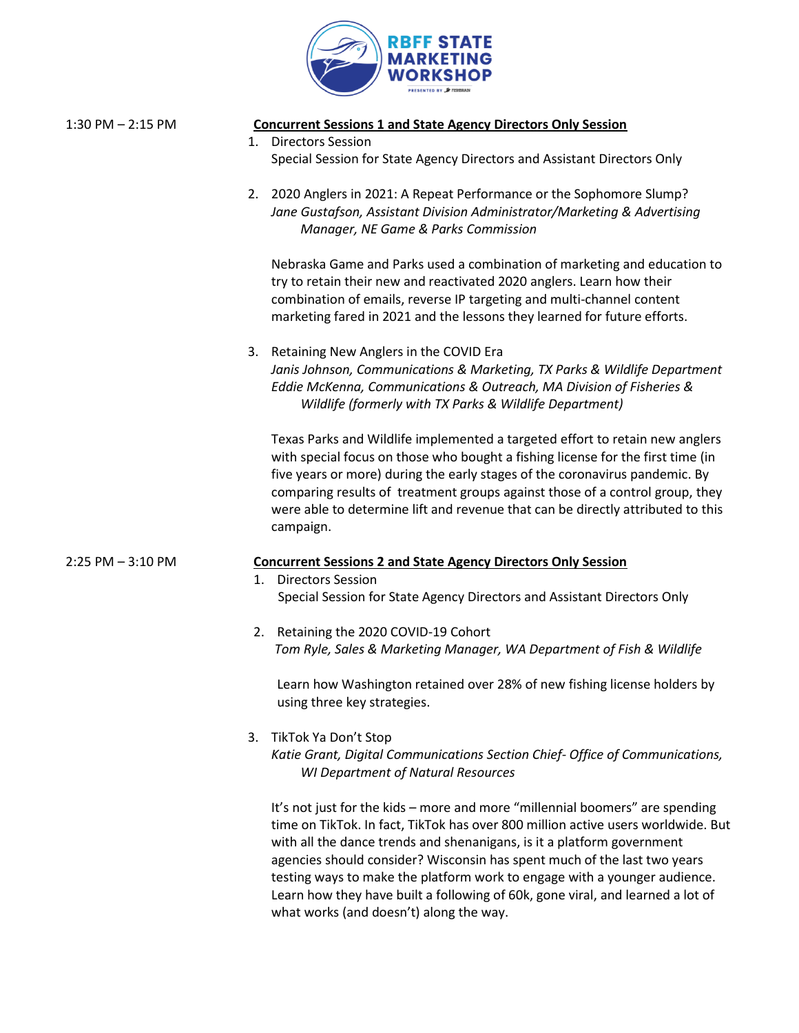1:30 PM – 2:15 PM

**Concurrent Sessions 1 and State Agency Directors Only Session**

1. Directors Session
   Special Session for State Agency Directors and Assistant Directors Only

2. 2020 Anglers in 2021: A Repeat Performance or the Sophomore Slump?
   *Jane Gustafson, Assistant Division Administrator/Marketing & Advertising Manager, NE Game & Parks Commission*

   Nebraska Game and Parks used a combination of marketing and education to try to retain their new and reactivated 2020 anglers. Learn how their combination of emails, reverse IP targeting and multi-channel content marketing fared in 2021 and the lessons they learned for future efforts.

3. Retaining New Anglers in the COVID Era
   *Janis Johnson, Communications & Marketing, TX Parks & Wildlife Department*
   *Eddie McKenna, Communications & Outreach, MA Division of Fisheries & Wildlife (formerly with TX Parks & Wildlife Department)*

   Texas Parks and Wildlife implemented a targeted effort to retain new anglers with special focus on those who bought a fishing license for the first time (in five years or more) during the early stages of the coronavirus pandemic. By comparing results of treatment groups against those of a control group, they were able to determine lift and revenue that can be directly attributed to this campaign.

2:25 PM – 3:10 PM

**Concurrent Sessions 2 and State Agency Directors Only Session**

1. Directors Session
   Special Session for State Agency Directors and Assistant Directors Only

2. Retaining the 2020 COVID-19 Cohort
   *Tom Ryle, Sales & Marketing Manager, WA Department of Fish & Wildlife*

   Learn how Washington retained over 28% of new fishing license holders by using three key strategies.

3. TikTok Ya Don't Stop
   *Katie Grant, Digital Communications Section Chief- Office of Communications, WI Department of Natural Resources*

   It's not just for the kids – more and more "millennial boomers" are spending time on TikTok. In fact, TikTok has over 800 million active users worldwide. But with all the dance trends and shenanigans, is it a platform government agencies should consider? Wisconsin has spent much of the last two years testing ways to make the platform work to engage with a younger audience. Learn how they have built a following of 60k, gone viral, and learned a lot of what works (and doesn't) along the way.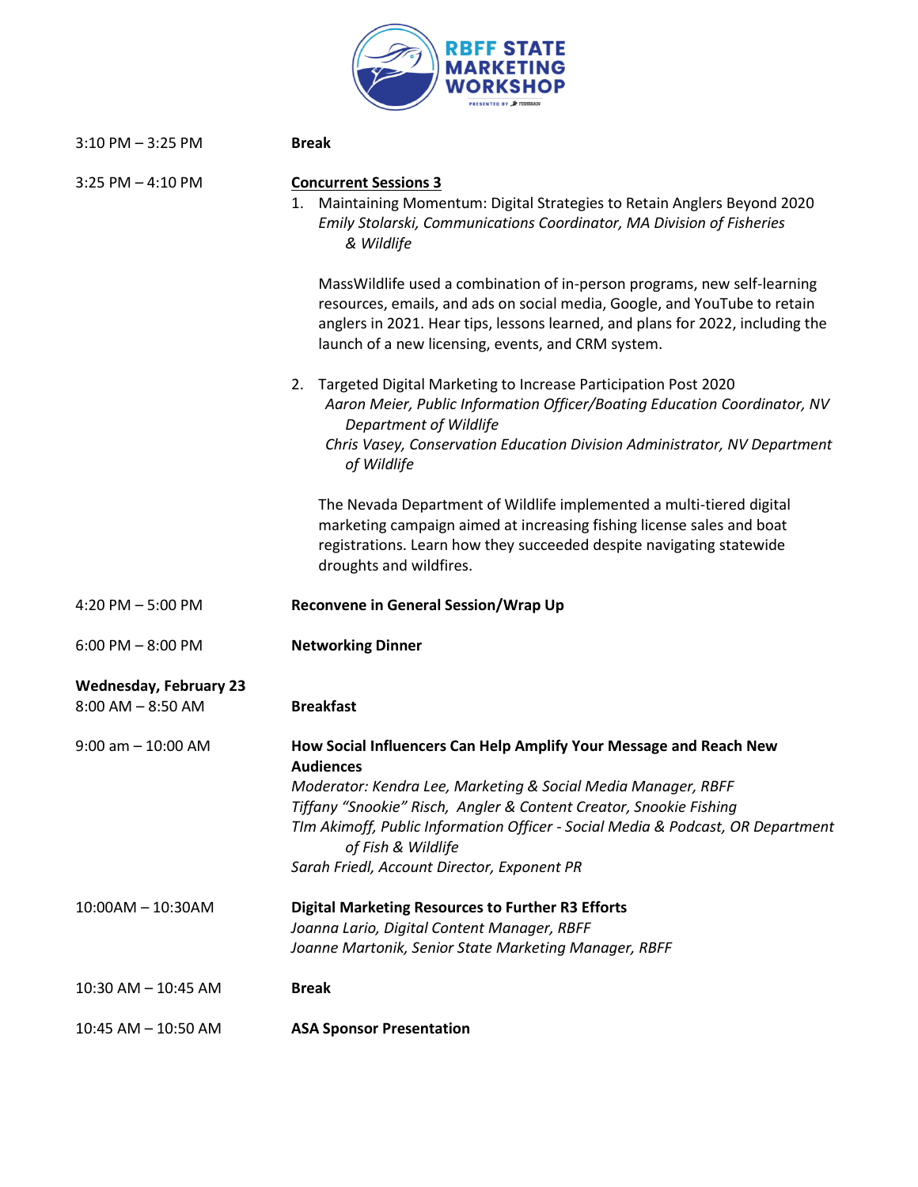| | |
|---|---|
| 3:10 PM – 3:25 PM | **Break** |
| 3:25 PM – 4:10 PM | **Concurrent Sessions 3**<br>1. Maintaining Momentum: Digital Strategies to Retain Anglers Beyond 2020<br>*Emily Stolarski, Communications Coordinator, MA Division of Fisheries & Wildlife*<br><br>MassWildlife used a combination of in-person programs, new self-learning resources, emails, and ads on social media, Google, and YouTube to retain anglers in 2021. Hear tips, lessons learned, and plans for 2022, including the launch of a new licensing, events, and CRM system.<br><br>2. Targeted Digital Marketing to Increase Participation Post 2020<br>*Aaron Meier, Public Information Officer/Boating Education Coordinator, NV Department of Wildlife*<br>*Chris Vasey, Conservation Education Division Administrator, NV Department of Wildlife*<br><br>The Nevada Department of Wildlife implemented a multi-tiered digital marketing campaign aimed at increasing fishing license sales and boat registrations. Learn how they succeeded despite navigating statewide droughts and wildfires. |
| 4:20 PM – 5:00 PM | **Reconvene in General Session/Wrap Up** |
| 6:00 PM – 8:00 PM | **Networking Dinner** |

**Wednesday, February 23**

| | |
|---|---|
| 8:00 AM – 8:50 AM | **Breakfast** |
| 9:00 am – 10:00 AM | **How Social Influencers Can Help Amplify Your Message and Reach New Audiences**<br>*Moderator: Kendra Lee, Marketing & Social Media Manager, RBFF*<br>*Tiffany "Snookie" Risch, Angler & Content Creator, Snookie Fishing*<br>*TIm Akimoff, Public Information Officer - Social Media & Podcast, OR Department of Fish & Wildlife*<br>*Sarah Friedl, Account Director, Exponent PR* |
| 10:00AM – 10:30AM | **Digital Marketing Resources to Further R3 Efforts**<br>*Joanna Lario, Digital Content Manager, RBFF*<br>*Joanne Martonik, Senior State Marketing Manager, RBFF* |
| 10:30 AM – 10:45 AM | **Break** |
| 10:45 AM – 10:50 AM | **ASA Sponsor Presentation** |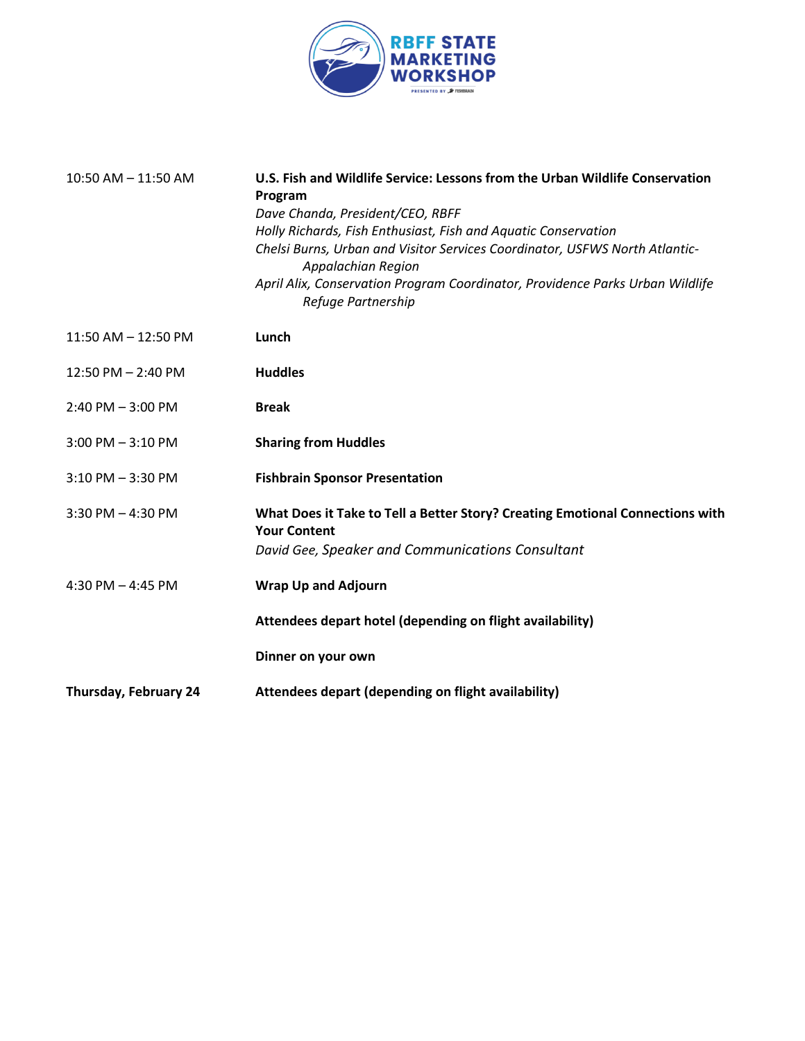| | |
|---|---|
| 10:50 AM – 11:50 AM | **U.S. Fish and Wildlife Service: Lessons from the Urban Wildlife Conservation Program**<br>*Dave Chanda, President/CEO, RBFF*<br>*Holly Richards, Fish Enthusiast, Fish and Aquatic Conservation*<br>*Chelsi Burns, Urban and Visitor Services Coordinator, USFWS North Atlantic-Appalachian Region*<br>*April Alix, Conservation Program Coordinator, Providence Parks Urban Wildlife Refuge Partnership* |
| 11:50 AM – 12:50 PM | **Lunch** |
| 12:50 PM – 2:40 PM | **Huddles** |
| 2:40 PM – 3:00 PM | **Break** |
| 3:00 PM – 3:10 PM | **Sharing from Huddles** |
| 3:10 PM – 3:30 PM | **Fishbrain Sponsor Presentation** |
| 3:30 PM – 4:30 PM | **What Does it Take to Tell a Better Story? Creating Emotional Connections with Your Content**<br>*David Gee, Speaker and Communications Consultant* |
| 4:30 PM – 4:45 PM | **Wrap Up and Adjourn** |
| | **Attendees depart hotel (depending on flight availability)** |
| | **Dinner on your own** |
| **Thursday, February 24** | **Attendees depart (depending on flight availability)** |